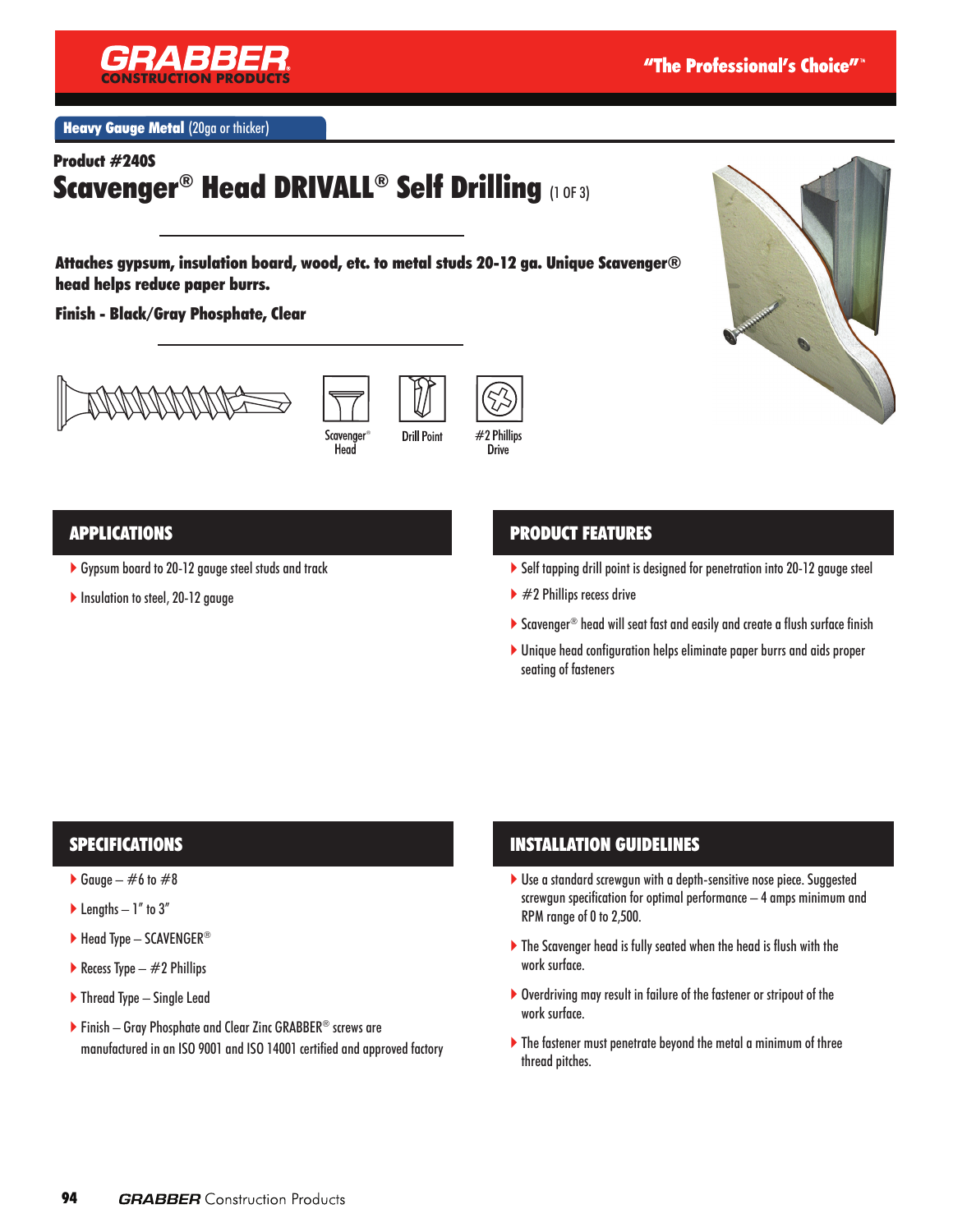**GRABBER** CONSTRUCTION PRODUCTS

"The Professional's Choice"™

**Heavy Gauge Metal** (20ga or thicker)

**Product #240S**

# Scavenger® Head DRIVALL® Self Drilling (1 OF 3)

**Attaches gypsum, insulation board, wood, etc. to metal studs 20-12 ga. Unique Scavenger® head helps reduce paper burrs.**

**Finish - Black/Gray Phosphate, Clear**

Scavenger® Head

Drill Point

#2 Phillips Drive

## APPLICATIONS

- Gypsum board to 20-12 gauge steel studs and track
- Insulation to steel, 20-12 gauge

## PRODUCT FEATURES

- Self tapping drill point is designed for penetration into 20-12 gauge steel
- #2 Phillips recess drive
- Scavenger® head will seat fast and easily and create a flush surface finish
- Unique head configuration helps eliminate paper burrs and aids proper seating of fasteners

## SPECIFICATIONS

- Gauge – #6 to #8
- Lengths – 1" to 3"
- Head Type – SCAVENGER®
- Recess Type – #2 Phillips
- Thread Type – Single Lead
- Finish – Gray Phosphate and Clear Zinc GRABBER® screws are manufactured in an ISO 9001 and ISO 14001 certified and approved factory

## INSTALLATION GUIDELINES

- Use a standard screwgun with a depth-sensitive nose piece. Suggested screwgun specification for optimal performance – 4 amps minimum and RPM range of 0 to 2,500.
- The Scavenger head is fully seated when the head is flush with the work surface.
- Overdriving may result in failure of the fastener or stripout of the work surface.
- The fastener must penetrate beyond the metal a minimum of three thread pitches.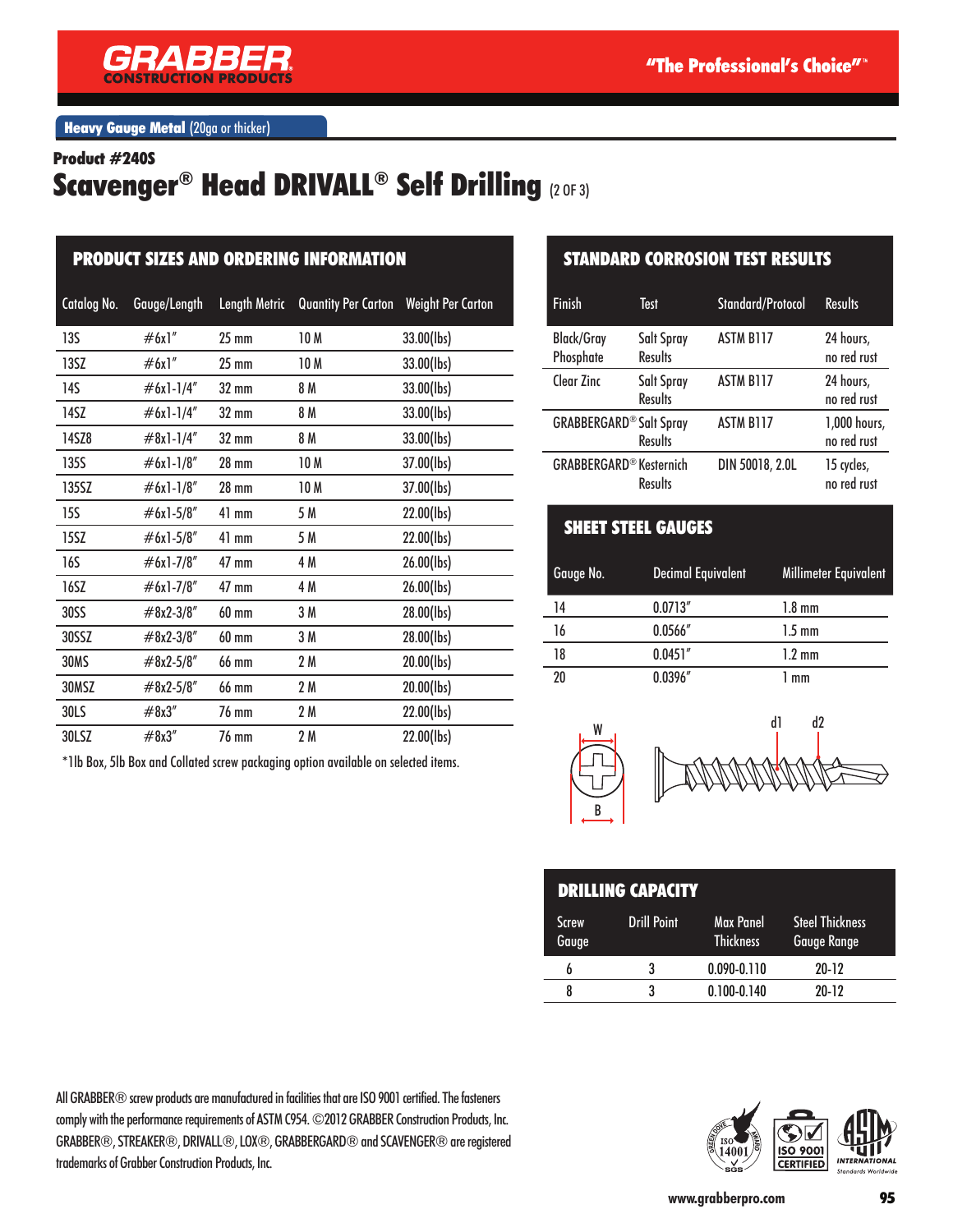Heavy Gauge Metal (20ga or thicker)

**Product #240S**

# Scavenger® Head DRIVALL® Self Drilling (2 OF 3)

## PRODUCT SIZES AND ORDERING INFORMATION

| Catalog No. | Gauge/Length | Length Metric | Quantity Per Carton | Weight Per Carton |
|---|---|---|---|---|
| 13S | #6x1" | 25 mm | 10 M | 33.00(lbs) |
| 13SZ | #6x1" | 25 mm | 10 M | 33.00(lbs) |
| 14S | #6x1-1/4" | 32 mm | 8 M | 33.00(lbs) |
| 14SZ | #6x1-1/4" | 32 mm | 8 M | 33.00(lbs) |
| 14SZ8 | #8x1-1/4" | 32 mm | 8 M | 33.00(lbs) |
| 135S | #6x1-1/8" | 28 mm | 10 M | 37.00(lbs) |
| 135SZ | #6x1-1/8" | 28 mm | 10 M | 37.00(lbs) |
| 15S | #6x1-5/8" | 41 mm | 5 M | 22.00(lbs) |
| 15SZ | #6x1-5/8" | 41 mm | 5 M | 22.00(lbs) |
| 16S | #6x1-7/8" | 47 mm | 4 M | 26.00(lbs) |
| 16SZ | #6x1-7/8" | 47 mm | 4 M | 26.00(lbs) |
| 30SS | #8x2-3/8" | 60 mm | 3 M | 28.00(lbs) |
| 30SSZ | #8x2-3/8" | 60 mm | 3 M | 28.00(lbs) |
| 30MS | #8x2-5/8" | 66 mm | 2 M | 20.00(lbs) |
| 30MSZ | #8x2-5/8" | 66 mm | 2 M | 20.00(lbs) |
| 30LS | #8x3" | 76 mm | 2 M | 22.00(lbs) |
| 30LSZ | #8x3" | 76 mm | 2 M | 22.00(lbs) |

*1lb Box, 5lb Box and Collated screw packaging option available on selected items.

## STANDARD CORROSION TEST RESULTS

| Finish | Test | Standard/Protocol | Results |
|---|---|---|---|
| Black/Gray Phosphate | Salt Spray Results | ASTM B117 | 24 hours, no red rust |
| Clear Zinc | Salt Spray Results | ASTM B117 | 24 hours, no red rust |
| GRABBERGARD® | Salt Spray Results | ASTM B117 | 1,000 hours, no red rust |
| GRABBERGARD® | Kesternich Results | DIN 50018, 2.0L | 15 cycles, no red rust |

## SHEET STEEL GAUGES

| Gauge No. | Decimal Equivalent | Millimeter Equivalent |
|---|---|---|
| 14 | 0.0713" | 1.8 mm |
| 16 | 0.0566" | 1.5 mm |
| 18 | 0.0451" | 1.2 mm |
| 20 | 0.0396" | 1 mm |

W B d1 d2

## DRILLING CAPACITY

| Screw Gauge | Drill Point | Max Panel Thickness | Steel Thickness Gauge Range |
|---|---|---|---|
| 6 | 3 | 0.090-0.110 | 20-12 |
| 8 | 3 | 0.100-0.140 | 20-12 |

All GRABBER® screw products are manufactured in facilities that are ISO 9001 certified. The fasteners comply with the performance requirements of ASTM C954. ©2012 GRABBER Construction Products, Inc. GRABBER®, STREAKER®, DRIVALL®, LOX®, GRABBERGARD® and SCAVENGER® are registered trademarks of Grabber Construction Products, Inc.

www.grabberpro.com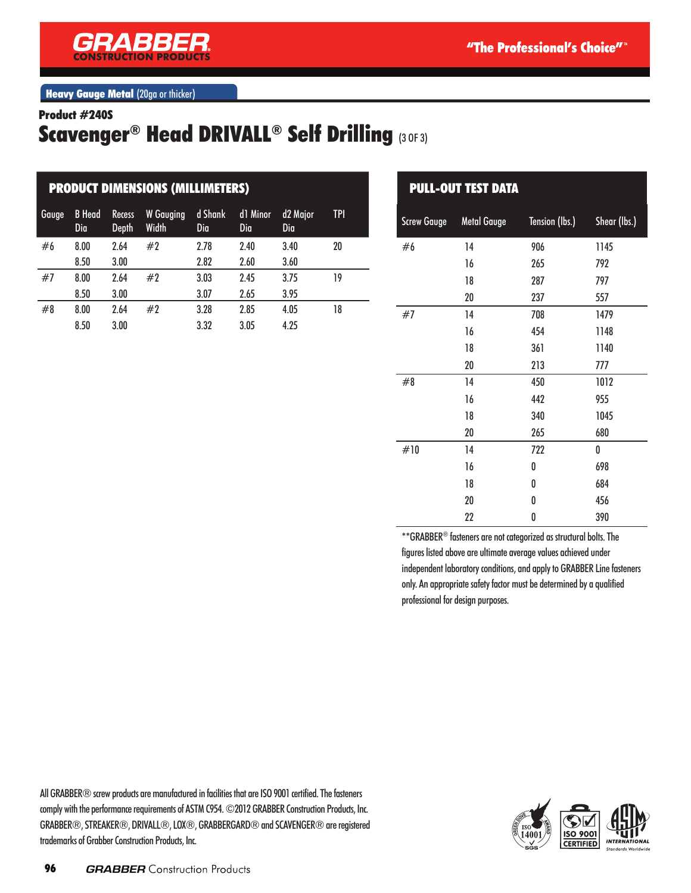**Heavy Gauge Metal** (20ga or thicker)

**Product #240S**

# Scavenger® Head DRIVALL® Self Drilling (3 OF 3)

## PRODUCT DIMENSIONS (MILLIMETERS)

| Gauge | B Head Dia | Recess Depth | W Gauging Width | d Shank Dia | d1 Minor Dia | d2 Major Dia | TPI |
|---|---|---|---|---|---|---|---|
| #6 | 8.00 | 2.64 | #2 | 2.78 | 2.40 | 3.40 | 20 |
| | 8.50 | 3.00 | | 2.82 | 2.60 | 3.60 | |
| #7 | 8.00 | 2.64 | #2 | 3.03 | 2.45 | 3.75 | 19 |
| | 8.50 | 3.00 | | 3.07 | 2.65 | 3.95 | |
| #8 | 8.00 | 2.64 | #2 | 3.28 | 2.85 | 4.05 | 18 |
| | 8.50 | 3.00 | | 3.32 | 3.05 | 4.25 | |

## PULL-OUT TEST DATA

| Screw Gauge | Metal Gauge | Tension (lbs.) | Shear (lbs.) |
|---|---|---|---|
| #6 | 14 | 906 | 1145 |
| | 16 | 265 | 792 |
| | 18 | 287 | 797 |
| | 20 | 237 | 557 |
| #7 | 14 | 708 | 1479 |
| | 16 | 454 | 1148 |
| | 18 | 361 | 1140 |
| | 20 | 213 | 777 |
| #8 | 14 | 450 | 1012 |
| | 16 | 442 | 955 |
| | 18 | 340 | 1045 |
| | 20 | 265 | 680 |
| #10 | 14 | 722 | 0 |
| | 16 | 0 | 698 |
| | 18 | 0 | 684 |
| | 20 | 0 | 456 |
| | 22 | 0 | 390 |

**GRABBER® fasteners are not categorized as structural bolts. The figures listed above are ultimate average values achieved under independent laboratory conditions, and apply to GRABBER Line fasteners only. An appropriate safety factor must be determined by a qualified professional for design purposes.

All GRABBER® screw products are manufactured in facilities that are ISO 9001 certified. The fasteners comply with the performance requirements of ASTM C954. ©2012 GRABBER Construction Products, Inc. GRABBER®, STREAKER®, DRIVALL®, LOX®, GRABBERGARD® and SCAVENGER® are registered trademarks of Grabber Construction Products, Inc.